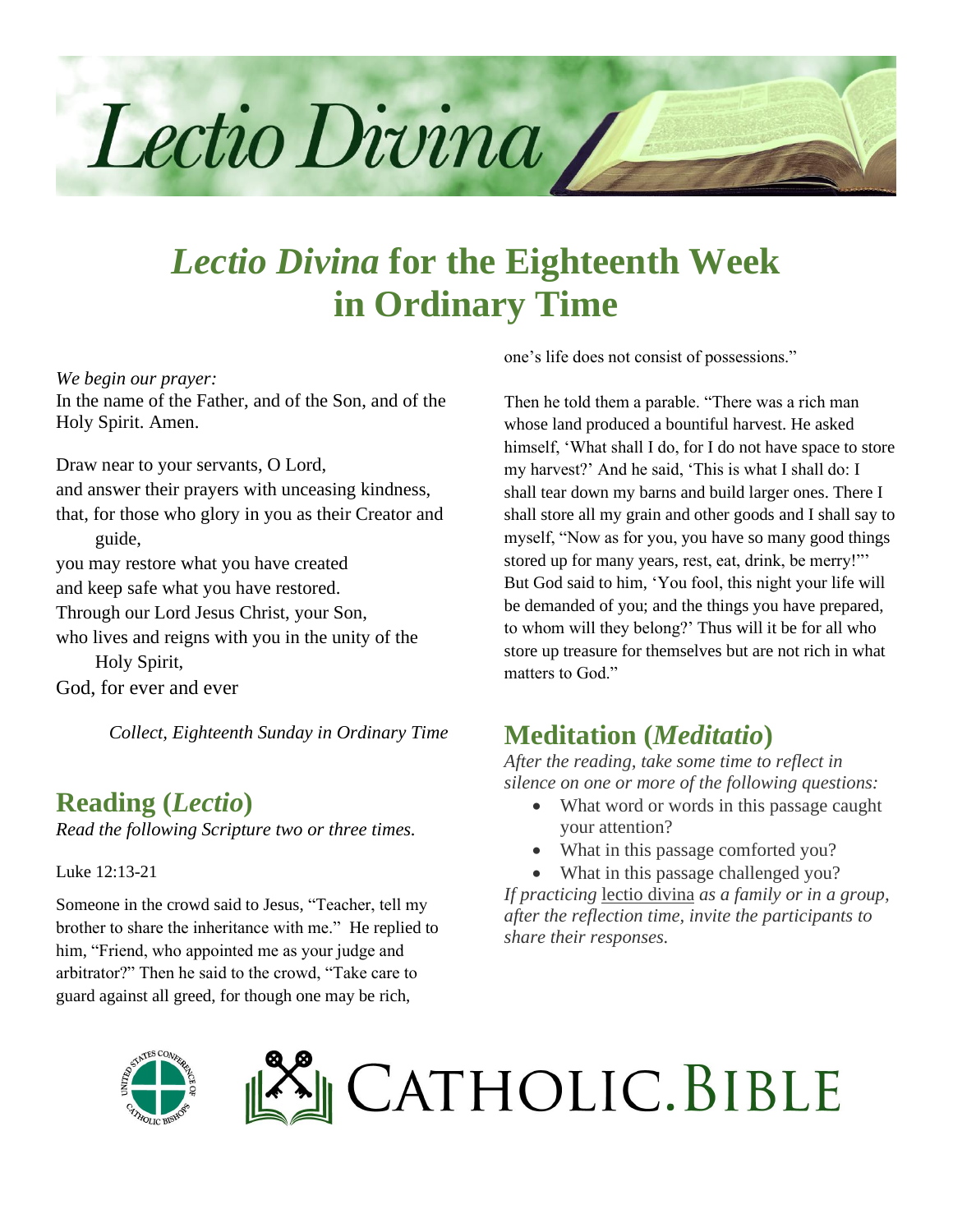# *Lectio Divina* for the Eighteenth Week in Ordinary Time

*We begin our prayer:*
In the name of the Father, and of the Son, and of the Holy Spirit. Amen.

Draw near to your servants, O Lord,
and answer their prayers with unceasing kindness,
that, for those who glory in you as their Creator and guide,
you may restore what you have created
and keep safe what you have restored.
Through our Lord Jesus Christ, your Son,
who lives and reigns with you in the unity of the Holy Spirit,
God, for ever and ever

*Collect, Eighteenth Sunday in Ordinary Time*

## Reading (*Lectio*)

*Read the following Scripture two or three times.*

Luke 12:13-21

Someone in the crowd said to Jesus, "Teacher, tell my brother to share the inheritance with me." He replied to him, "Friend, who appointed me as your judge and arbitrator?" Then he said to the crowd, "Take care to guard against all greed, for though one may be rich, one's life does not consist of possessions."

Then he told them a parable. "There was a rich man whose land produced a bountiful harvest. He asked himself, 'What shall I do, for I do not have space to store my harvest?' And he said, 'This is what I shall do: I shall tear down my barns and build larger ones. There I shall store all my grain and other goods and I shall say to myself, "Now as for you, you have so many good things stored up for many years, rest, eat, drink, be merry!"' But God said to him, 'You fool, this night your life will be demanded of you; and the things you have prepared, to whom will they belong?' Thus will it be for all who store up treasure for themselves but are not rich in what matters to God."

## Meditation (*Meditatio*)

*After the reading, take some time to reflect in silence on one or more of the following questions:*

- What word or words in this passage caught your attention?
- What in this passage comforted you?
- What in this passage challenged you?

*If practicing* lectio divina *as a family or in a group, after the reflection time, invite the participants to share their responses.*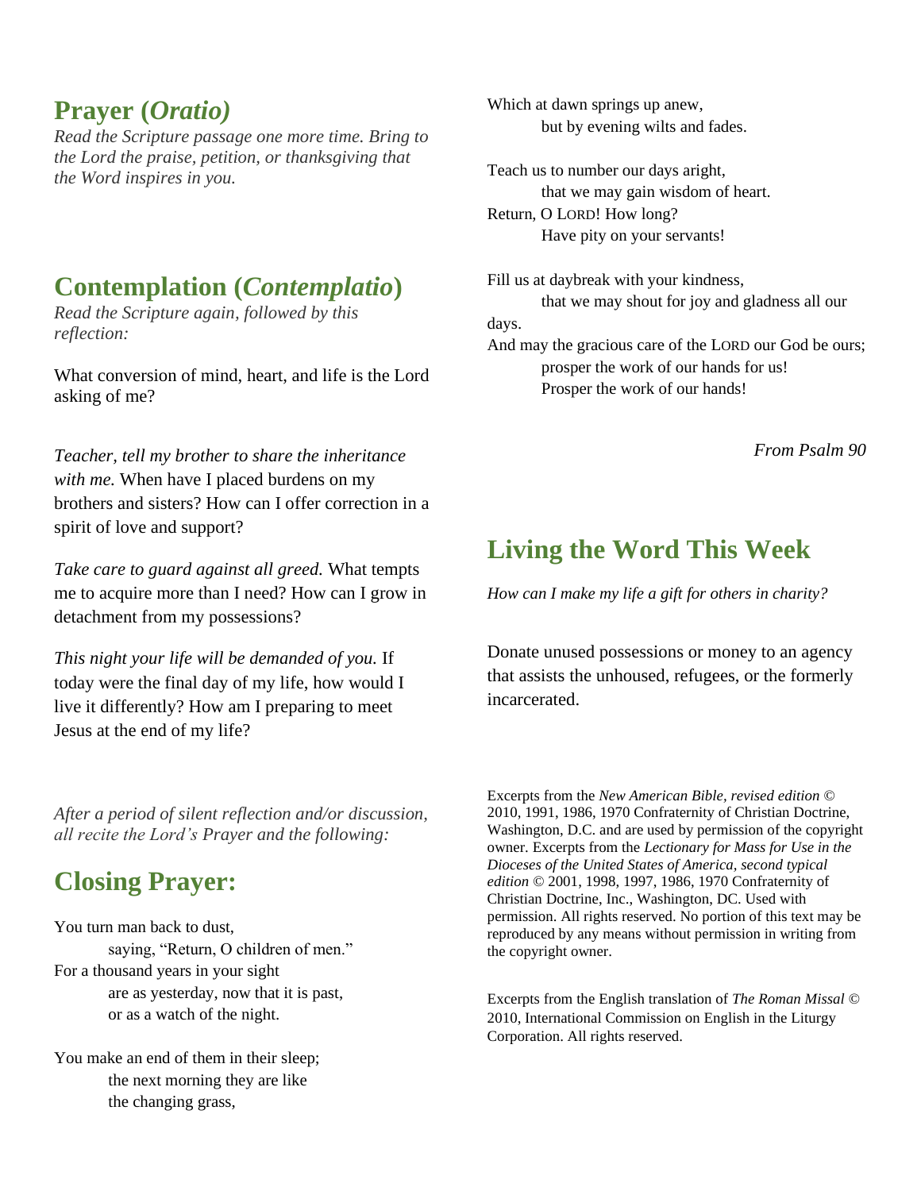## Prayer (*Oratio)*

*Read the Scripture passage one more time. Bring to the Lord the praise, petition, or thanksgiving that the Word inspires in you.*

## Contemplation (*Contemplatio*)

*Read the Scripture again, followed by this reflection:*

What conversion of mind, heart, and life is the Lord asking of me?

*Teacher, tell my brother to share the inheritance with me.* When have I placed burdens on my brothers and sisters? How can I offer correction in a spirit of love and support?

*Take care to guard against all greed.* What tempts me to acquire more than I need? How can I grow in detachment from my possessions?

*This night your life will be demanded of you.* If today were the final day of my life, how would I live it differently? How am I preparing to meet Jesus at the end of my life?

*After a period of silent reflection and/or discussion, all recite the Lord's Prayer and the following:*

## Closing Prayer:

You turn man back to dust,
saying, "Return, O children of men."
For a thousand years in your sight
are as yesterday, now that it is past,
or as a watch of the night.

You make an end of them in their sleep;
the next morning they are like
the changing grass,
Which at dawn springs up anew,
but by evening wilts and fades.

Teach us to number our days aright,
that we may gain wisdom of heart.
Return, O LORD! How long?
Have pity on your servants!

Fill us at daybreak with your kindness,
that we may shout for joy and gladness all our days.
And may the gracious care of the LORD our God be ours;
prosper the work of our hands for us!
Prosper the work of our hands!

*From Psalm 90*

## Living the Word This Week

*How can I make my life a gift for others in charity?*

Donate unused possessions or money to an agency that assists the unhoused, refugees, or the formerly incarcerated.

Excerpts from the *New American Bible, revised edition* © 2010, 1991, 1986, 1970 Confraternity of Christian Doctrine, Washington, D.C. and are used by permission of the copyright owner. Excerpts from the *Lectionary for Mass for Use in the Dioceses of the United States of America, second typical edition* © 2001, 1998, 1997, 1986, 1970 Confraternity of Christian Doctrine, Inc., Washington, DC. Used with permission. All rights reserved. No portion of this text may be reproduced by any means without permission in writing from the copyright owner.

Excerpts from the English translation of *The Roman Missal* © 2010, International Commission on English in the Liturgy Corporation. All rights reserved.